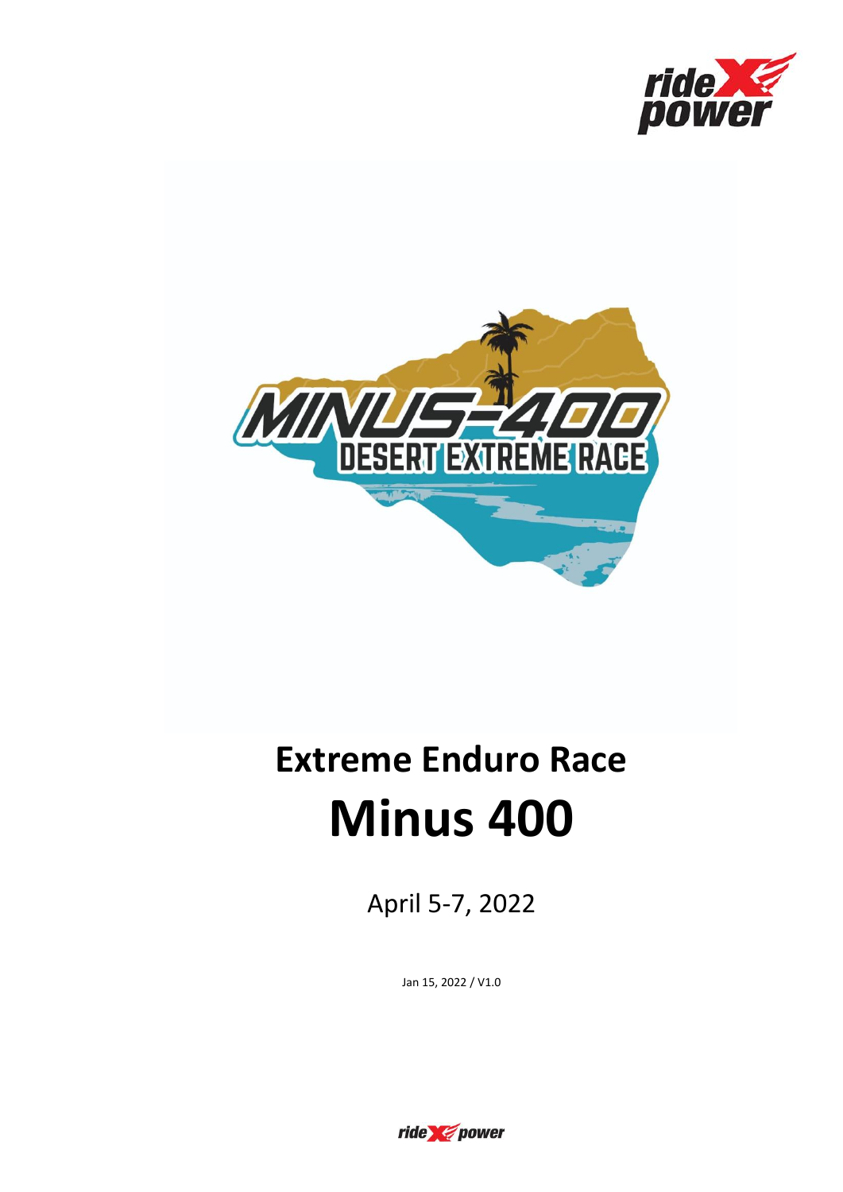# Extreme Enduro Race

# Minus 400

April 5-7, 2022

Jan 15, 2022 / V1.0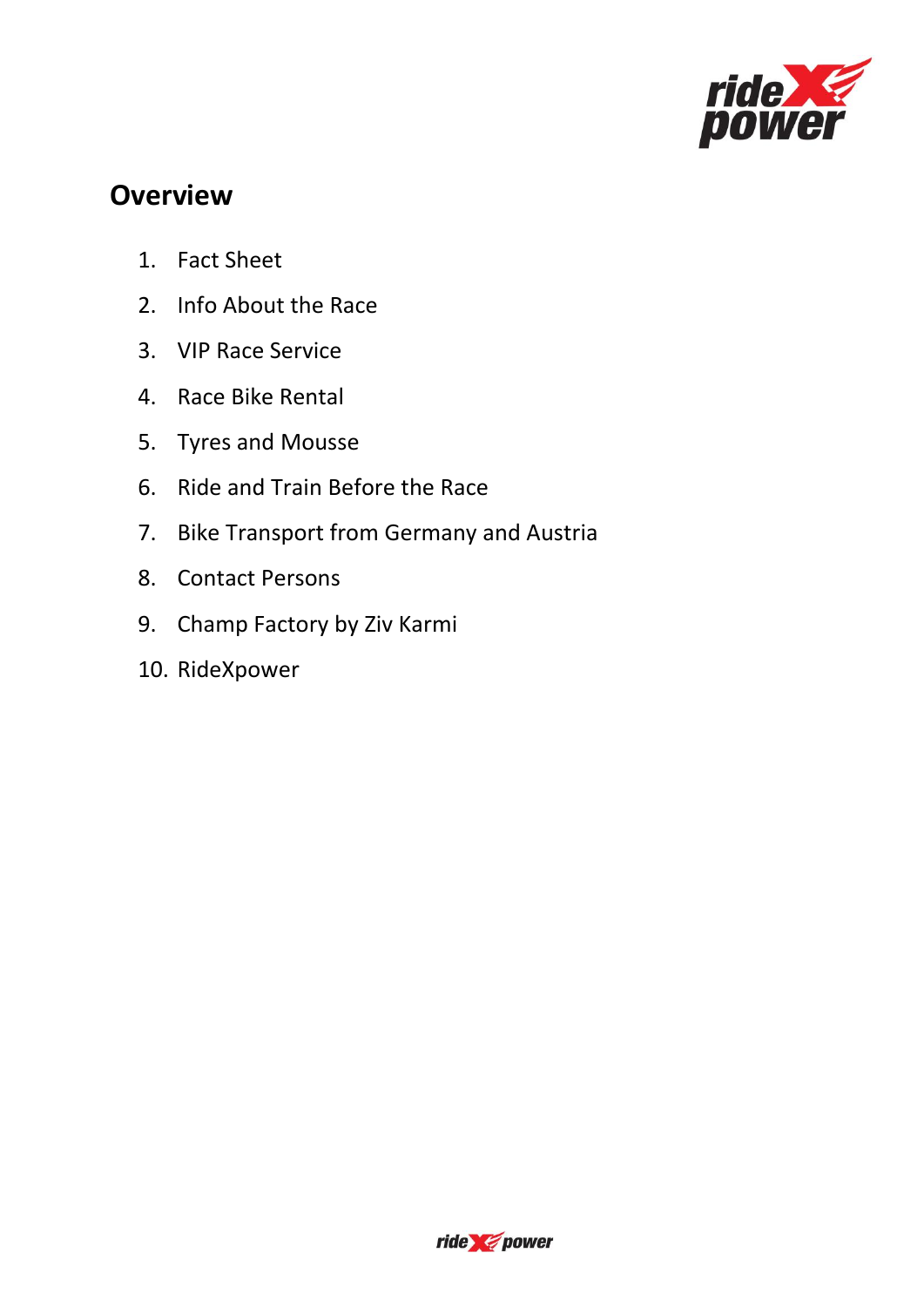## Overview

1. Fact Sheet
2. Info About the Race
3. VIP Race Service
4. Race Bike Rental
5. Tyres and Mousse
6. Ride and Train Before the Race
7. Bike Transport from Germany and Austria
8. Contact Persons
9. Champ Factory by Ziv Karmi
10. RideXpower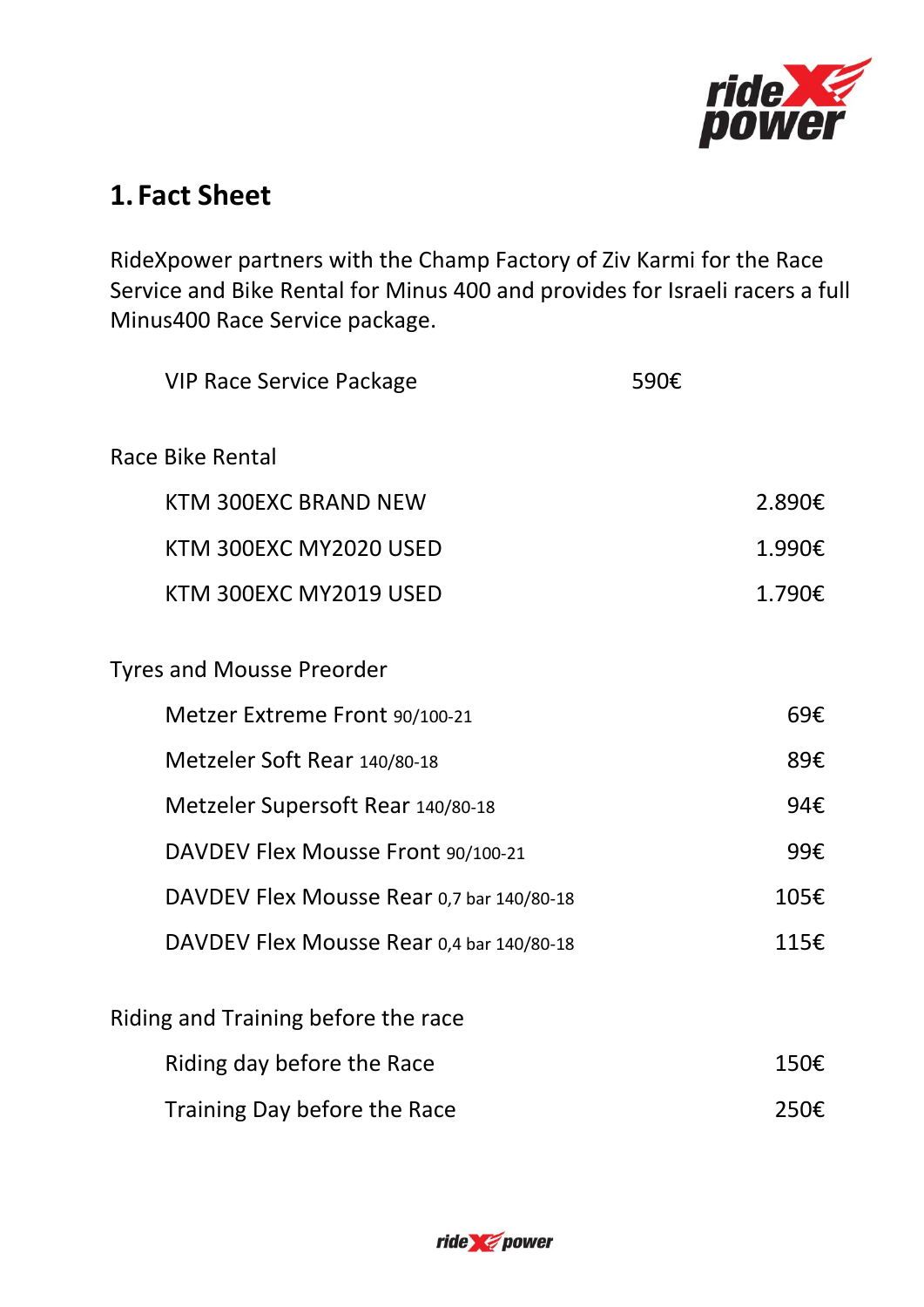# 1. Fact Sheet

RideXpower partners with the Champ Factory of Ziv Karmi for the Race Service and Bike Rental for Minus 400 and provides for Israeli racers a full Minus400 Race Service package.

| | |
|---|---|
| VIP Race Service Package | 590€ |

Race Bike Rental

| | |
|---|---|
| KTM 300EXC BRAND NEW | 2.890€ |
| KTM 300EXC MY2020 USED | 1.990€ |
| KTM 300EXC MY2019 USED | 1.790€ |

Tyres and Mousse Preorder

| | |
|---|---|
| Metzer Extreme Front 90/100-21 | 69€ |
| Metzeler Soft Rear 140/80-18 | 89€ |
| Metzeler Supersoft Rear 140/80-18 | 94€ |
| DAVDEV Flex Mousse Front 90/100-21 | 99€ |
| DAVDEV Flex Mousse Rear 0,7 bar 140/80-18 | 105€ |
| DAVDEV Flex Mousse Rear 0,4 bar 140/80-18 | 115€ |

Riding and Training before the race

| | |
|---|---|
| Riding day before the Race | 150€ |
| Training Day before the Race | 250€ |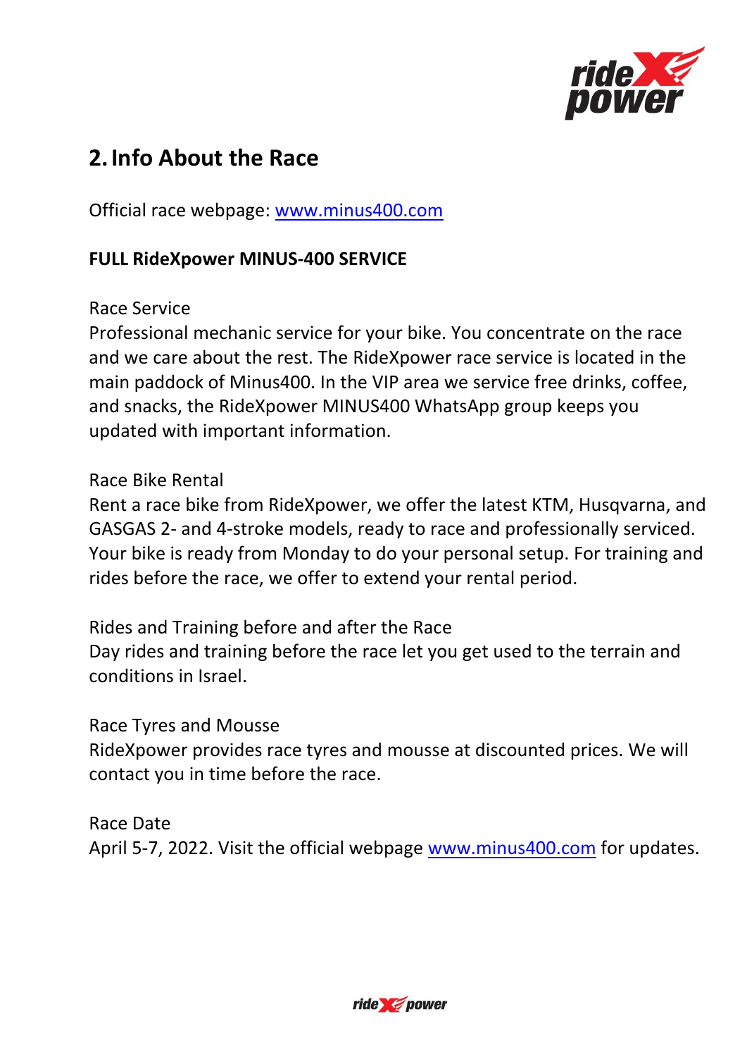## 2. Info About the Race

Official race webpage: [www.minus400.com](http://www.minus400.com)

**FULL RideXpower MINUS-400 SERVICE**

Race Service
Professional mechanic service for your bike. You concentrate on the race and we care about the rest. The RideXpower race service is located in the main paddock of Minus400. In the VIP area we service free drinks, coffee, and snacks, the RideXpower MINUS400 WhatsApp group keeps you updated with important information.

Race Bike Rental
Rent a race bike from RideXpower, we offer the latest KTM, Husqvarna, and GASGAS 2- and 4-stroke models, ready to race and professionally serviced. Your bike is ready from Monday to do your personal setup. For training and rides before the race, we offer to extend your rental period.

Rides and Training before and after the Race
Day rides and training before the race let you get used to the terrain and conditions in Israel.

Race Tyres and Mousse
RideXpower provides race tyres and mousse at discounted prices. We will contact you in time before the race.

Race Date
April 5-7, 2022. Visit the official webpage [www.minus400.com](http://www.minus400.com) for updates.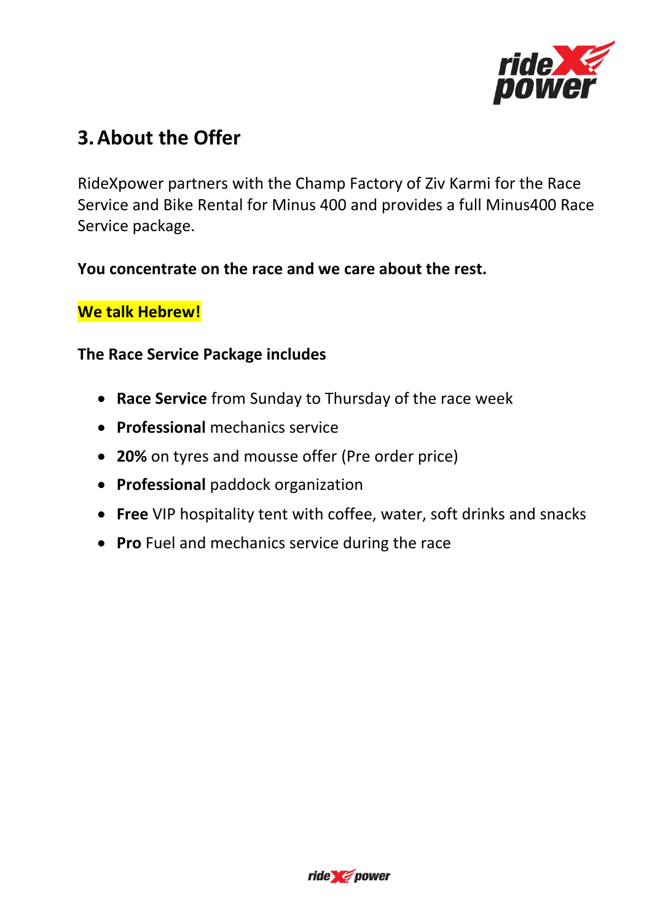## 3. About the Offer

RideXpower partners with the Champ Factory of Ziv Karmi for the Race Service and Bike Rental for Minus 400 and provides a full Minus400 Race Service package.

**You concentrate on the race and we care about the rest.**

**We talk Hebrew!**

**The Race Service Package includes**

- **Race Service** from Sunday to Thursday of the race week
- **Professional** mechanics service
- **20%** on tyres and mousse offer (Pre order price)
- **Professional** paddock organization
- **Free** VIP hospitality tent with coffee, water, soft drinks and snacks
- **Pro** Fuel and mechanics service during the race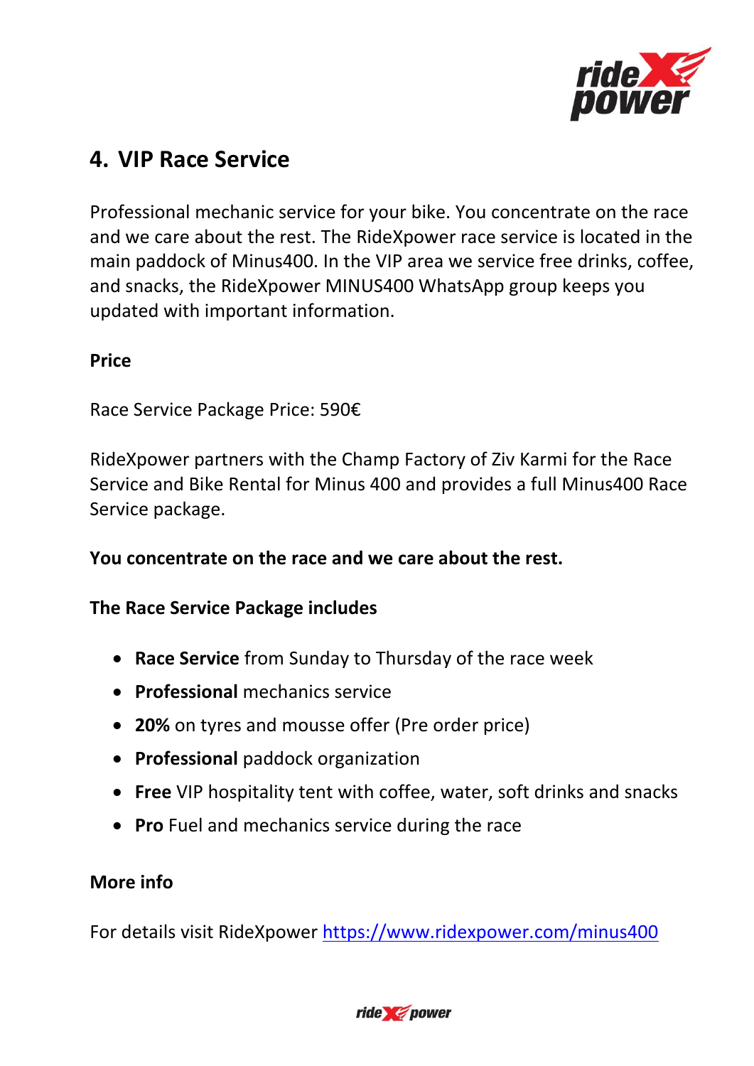## 4. VIP Race Service

Professional mechanic service for your bike. You concentrate on the race and we care about the rest. The RideXpower race service is located in the main paddock of Minus400. In the VIP area we service free drinks, coffee, and snacks, the RideXpower MINUS400 WhatsApp group keeps you updated with important information.

**Price**

Race Service Package Price: 590€

RideXpower partners with the Champ Factory of Ziv Karmi for the Race Service and Bike Rental for Minus 400 and provides a full Minus400 Race Service package.

**You concentrate on the race and we care about the rest.**

**The Race Service Package includes**

- **Race Service** from Sunday to Thursday of the race week
- **Professional** mechanics service
- **20%** on tyres and mousse offer (Pre order price)
- **Professional** paddock organization
- **Free** VIP hospitality tent with coffee, water, soft drinks and snacks
- **Pro** Fuel and mechanics service during the race

**More info**

For details visit RideXpower https://www.ridexpower.com/minus400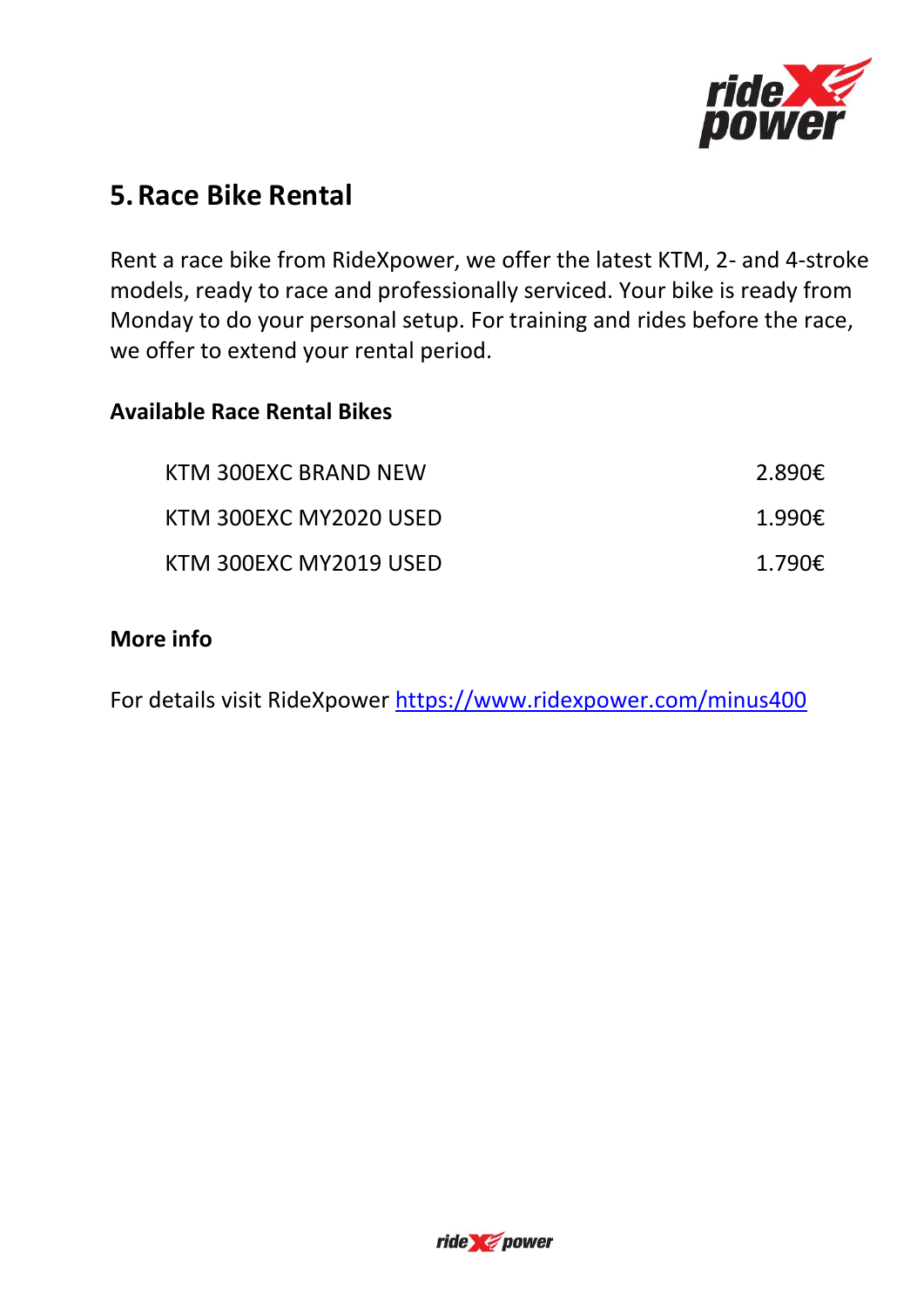## 5. Race Bike Rental

Rent a race bike from RideXpower, we offer the latest KTM, 2- and 4-stroke models, ready to race and professionally serviced. Your bike is ready from Monday to do your personal setup. For training and rides before the race, we offer to extend your rental period.

### Available Race Rental Bikes

| | |
|---|---|
| KTM 300EXC BRAND NEW | 2.890€ |
| KTM 300EXC MY2020 USED | 1.990€ |
| KTM 300EXC MY2019 USED | 1.790€ |

### More info

For details visit RideXpower [https://www.ridexpower.com/minus400](https://www.ridexpower.com/minus400)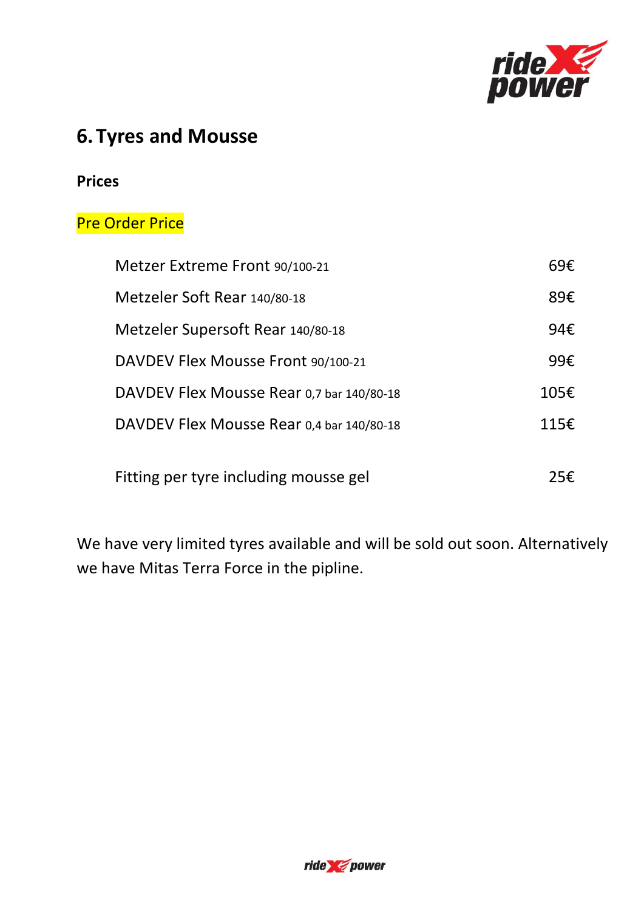## 6. Tyres and Mousse

### Prices

Pre Order Price

| Item | Price |
|---|---|
| Metzer Extreme Front 90/100-21 | 69€ |
| Metzeler Soft Rear 140/80-18 | 89€ |
| Metzeler Supersoft Rear 140/80-18 | 94€ |
| DAVDEV Flex Mousse Front 90/100-21 | 99€ |
| DAVDEV Flex Mousse Rear 0,7 bar 140/80-18 | 105€ |
| DAVDEV Flex Mousse Rear 0,4 bar 140/80-18 | 115€ |
| Fitting per tyre including mousse gel | 25€ |

We have very limited tyres available and will be sold out soon. Alternatively we have Mitas Terra Force in the pipline.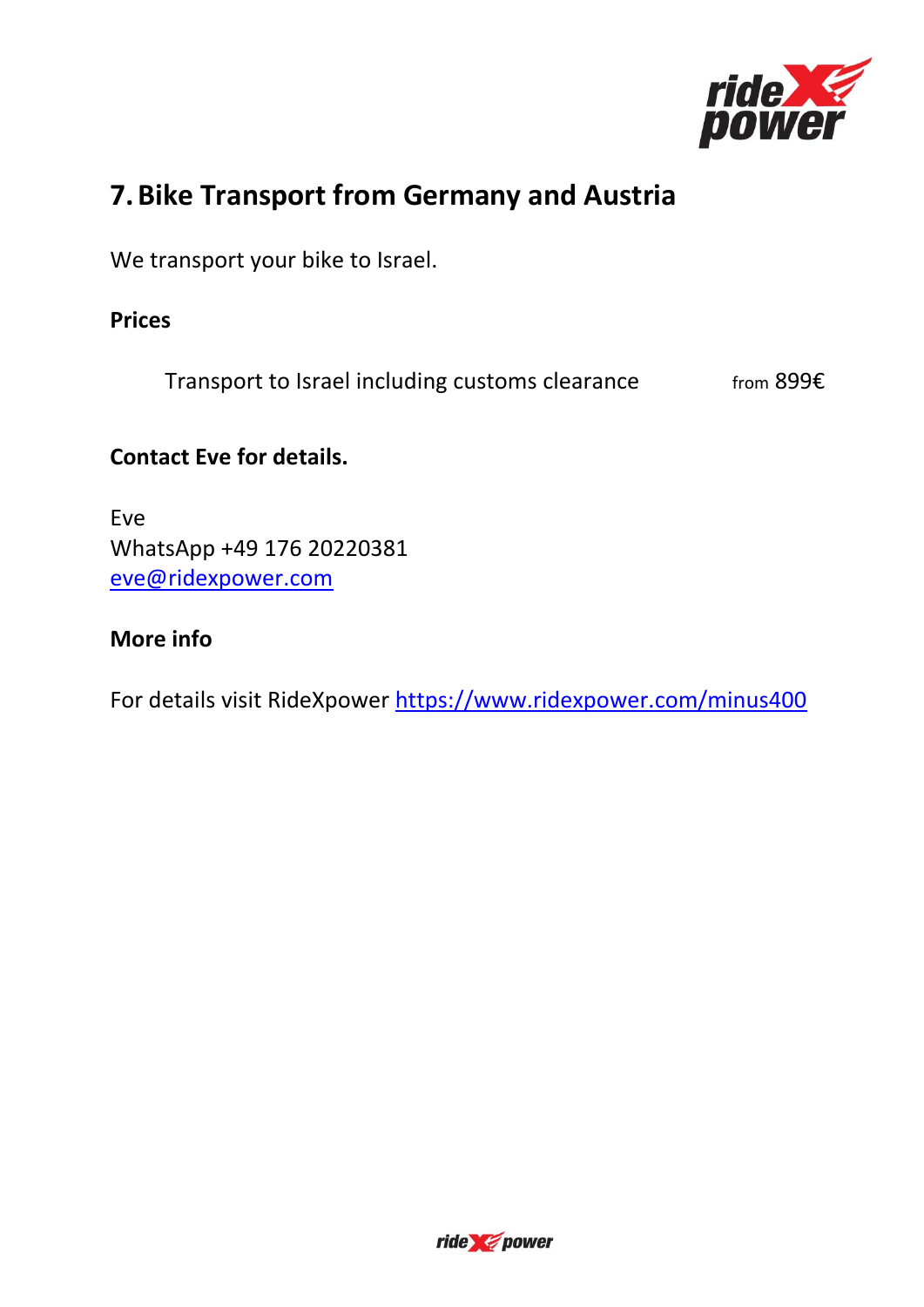## 7. Bike Transport from Germany and Austria

We transport your bike to Israel.

**Prices**

| Service | Price |
|---|---|
| Transport to Israel including customs clearance | from 899€ |

**Contact Eve for details.**

Eve
WhatsApp +49 176 20220381
eve@ridexpower.com

**More info**

For details visit RideXpower https://www.ridexpower.com/minus400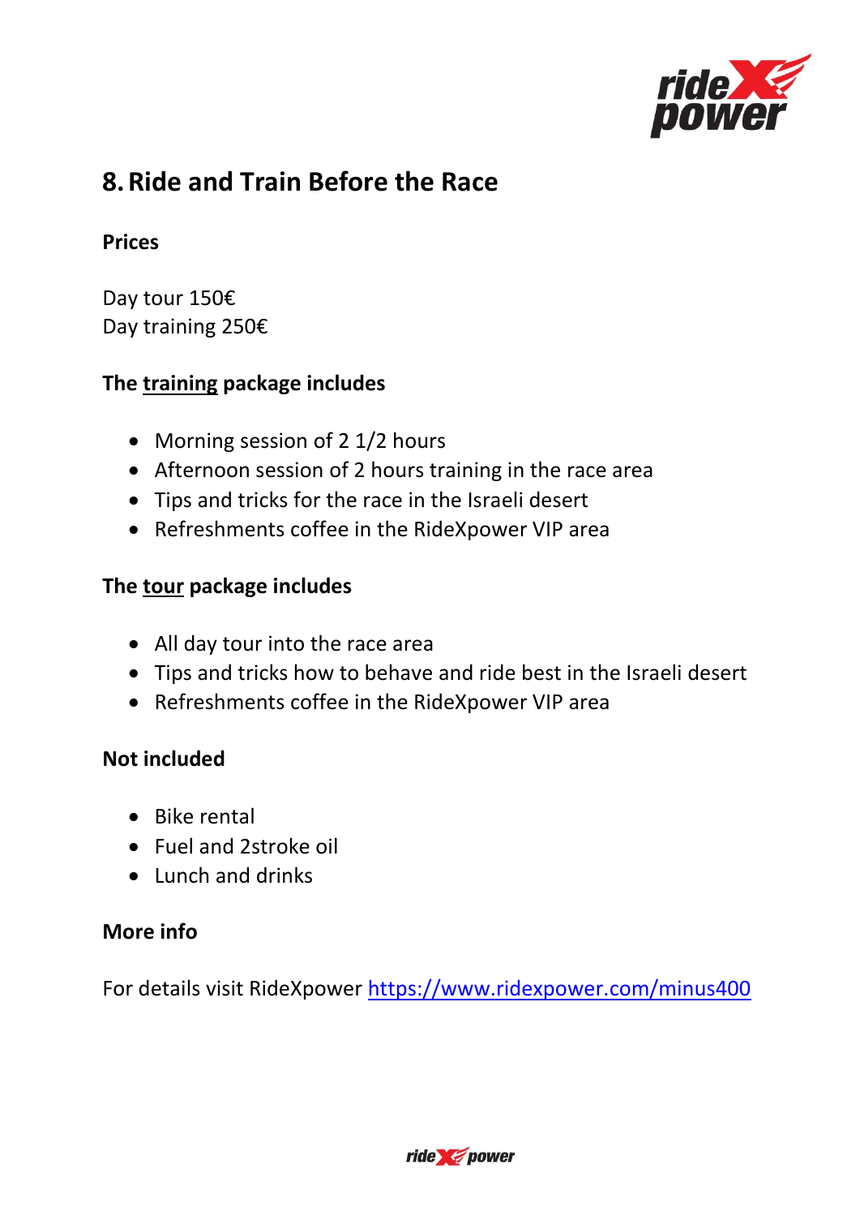# 8. Ride and Train Before the Race

**Prices**

Day tour 150€
Day training 250€

**The training package includes**

- Morning session of 2 1/2 hours
- Afternoon session of 2 hours training in the race area
- Tips and tricks for the race in the Israeli desert
- Refreshments coffee in the RideXpower VIP area

**The tour package includes**

- All day tour into the race area
- Tips and tricks how to behave and ride best in the Israeli desert
- Refreshments coffee in the RideXpower VIP area

**Not included**

- Bike rental
- Fuel and 2stroke oil
- Lunch and drinks

**More info**

For details visit RideXpower [https://www.ridexpower.com/minus400](https://www.ridexpower.com/minus400)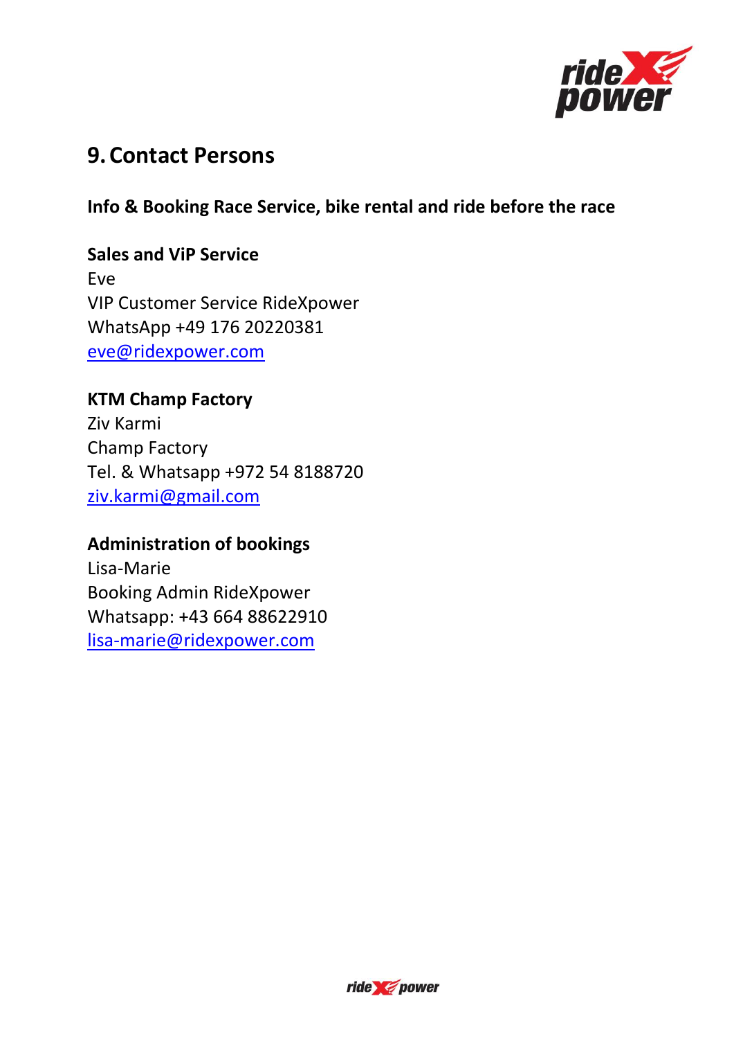# 9. Contact Persons

**Info & Booking Race Service, bike rental and ride before the race**

**Sales and ViP Service**
Eve
VIP Customer Service RideXpower
WhatsApp +49 176 20220381
eve@ridexpower.com

**KTM Champ Factory**
Ziv Karmi
Champ Factory
Tel. & Whatsapp +972 54 8188720
ziv.karmi@gmail.com

**Administration of bookings**
Lisa-Marie
Booking Admin RideXpower
Whatsapp: +43 664 88622910
lisa-marie@ridexpower.com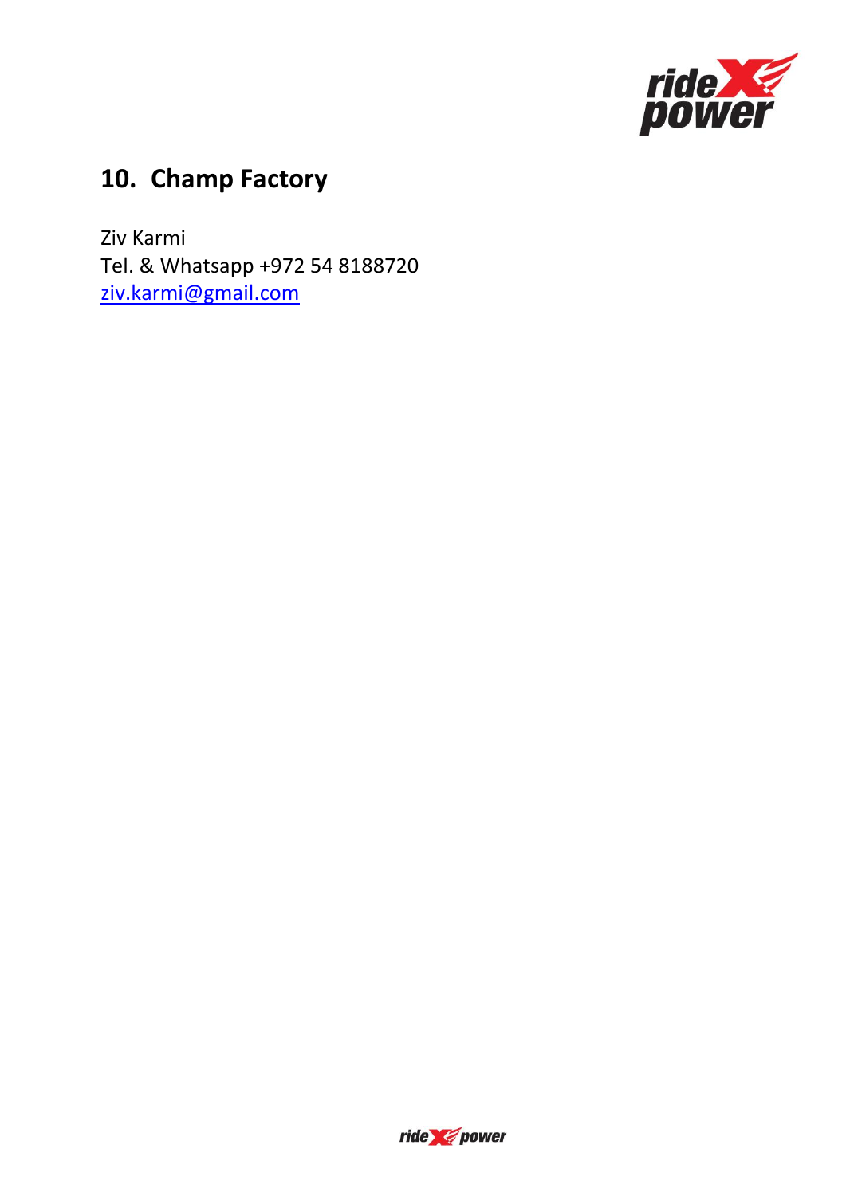## 10. Champ Factory

Ziv Karmi  
Tel. & Whatsapp +972 54 8188720  
ziv.karmi@gmail.com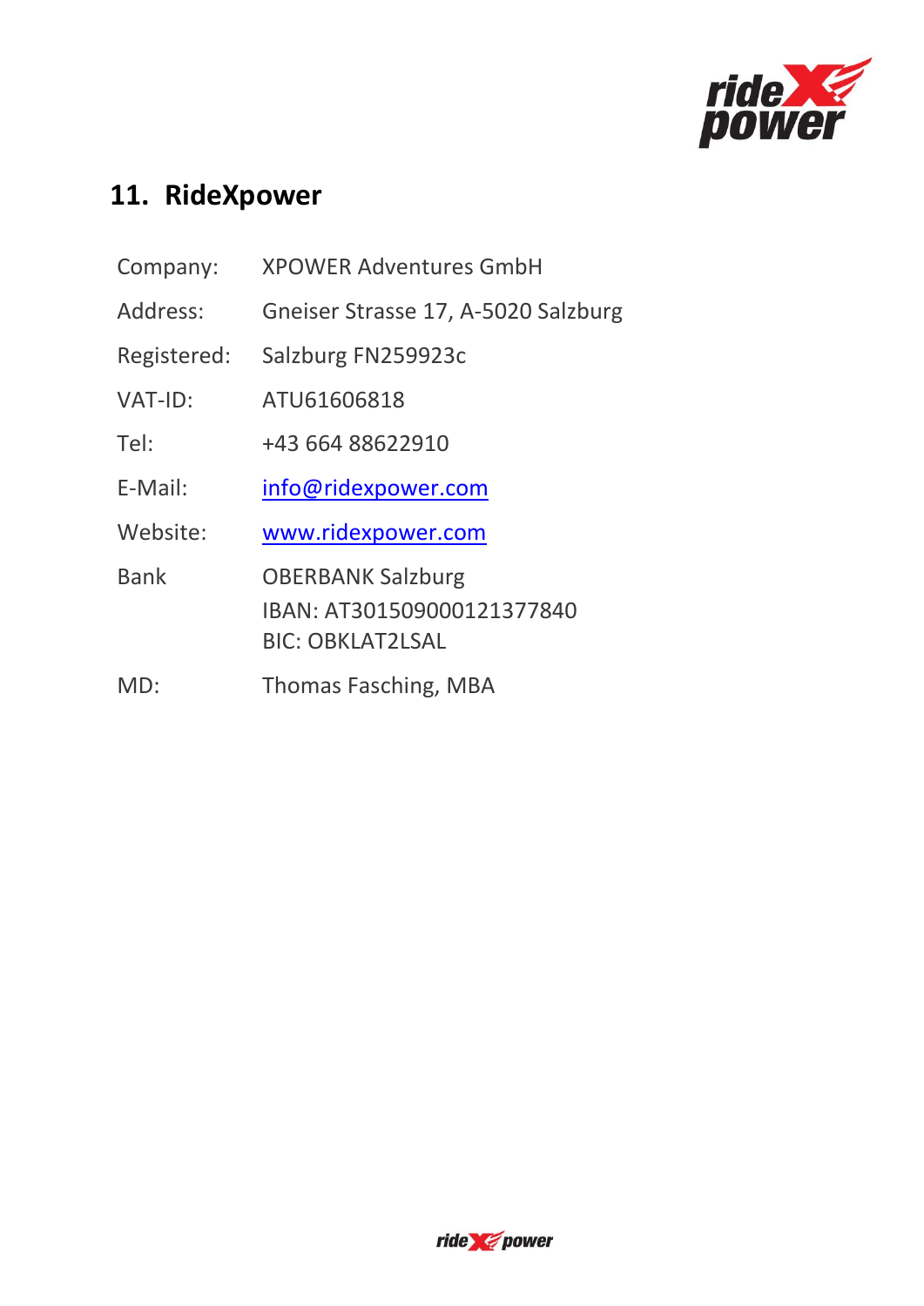## 11. RideXpower

| | |
|---|---|
| Company: | XPOWER Adventures GmbH |
| Address: | Gneiser Strasse 17, A-5020 Salzburg |
| Registered: | Salzburg FN259923c |
| VAT-ID: | ATU61606818 |
| Tel: | +43 664 88622910 |
| E-Mail: | info@ridexpower.com |
| Website: | www.ridexpower.com |
| Bank | OBERBANK Salzburg<br>IBAN: AT301509000121377840<br>BIC: OBKLAT2LSAL |
| MD: | Thomas Fasching, MBA |